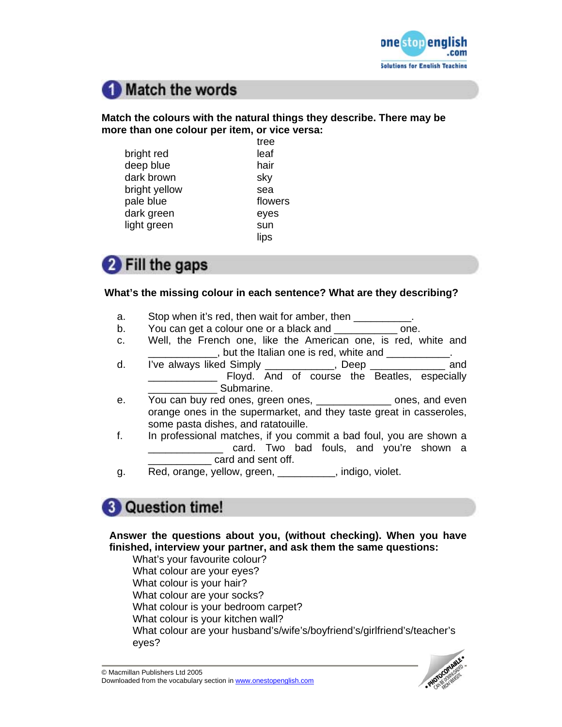## 1 Match the words

**Match the colours with the natural things they describe. There may be more than one colour per item, or vice versa:**

| | |
|---|---|
| | tree |
| bright red | leaf |
| deep blue | hair |
| dark brown | sky |
| bright yellow | sea |
| pale blue | flowers |
| dark green | eyes |
| light green | sun |
| | lips |

## 2 Fill the gaps

**What's the missing colour in each sentence? What are they describing?**

a. Stop when it's red, then wait for amber, then __________.

b. You can get a colour one or a black and ___________ one.

c. Well, the French one, like the American one, is red, white and ____________, but the Italian one is red, white and ___________.

d. I've always liked Simply ____________, Deep _____________ and ____________ Floyd. And of course the Beatles, especially ____________ Submarine.

e. You can buy red ones, green ones, _____________ ones, and even orange ones in the supermarket, and they taste great in casseroles, some pasta dishes, and ratatouille.

f. In professional matches, if you commit a bad foul, you are shown a _____________ card. Two bad fouls, and you're shown a ___________ card and sent off.

g. Red, orange, yellow, green, __________, indigo, violet.

## 3 Question time!

**Answer the questions about you, (without checking). When you have finished, interview your partner, and ask them the same questions:**

What's your favourite colour?
What colour are your eyes?
What colour is your hair?
What colour are your socks?
What colour is your bedroom carpet?
What colour is your kitchen wall?
What colour are your husband's/wife's/boyfriend's/girlfriend's/teacher's eyes?

© Macmillan Publishers Ltd 2005
Downloaded from the vocabulary section in www.onestopenglish.com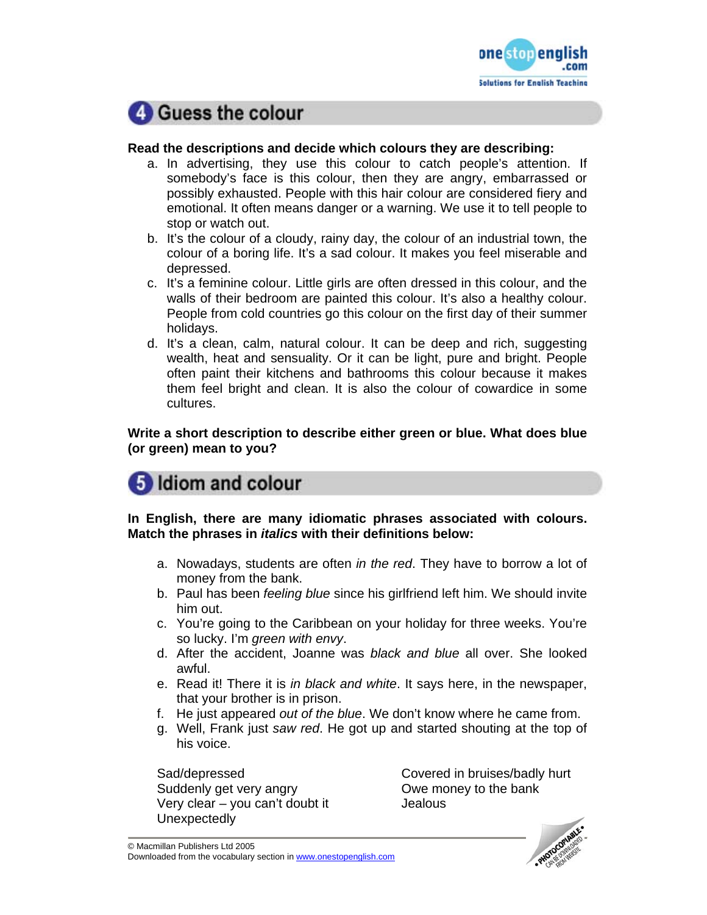## 4 Guess the colour

**Read the descriptions and decide which colours they are describing:**

a. In advertising, they use this colour to catch people's attention. If somebody's face is this colour, then they are angry, embarrassed or possibly exhausted. People with this hair colour are considered fiery and emotional. It often means danger or a warning. We use it to tell people to stop or watch out.
b. It's the colour of a cloudy, rainy day, the colour of an industrial town, the colour of a boring life. It's a sad colour. It makes you feel miserable and depressed.
c. It's a feminine colour. Little girls are often dressed in this colour, and the walls of their bedroom are painted this colour. It's also a healthy colour. People from cold countries go this colour on the first day of their summer holidays.
d. It's a clean, calm, natural colour. It can be deep and rich, suggesting wealth, heat and sensuality. Or it can be light, pure and bright. People often paint their kitchens and bathrooms this colour because it makes them feel bright and clean. It is also the colour of cowardice in some cultures.

**Write a short description to describe either green or blue. What does blue (or green) mean to you?**

## 5 Idiom and colour

**In English, there are many idiomatic phrases associated with colours. Match the phrases in *italics* with their definitions below:**

a. Nowadays, students are often *in the red*. They have to borrow a lot of money from the bank.
b. Paul has been *feeling blue* since his girlfriend left him. We should invite him out.
c. You're going to the Caribbean on your holiday for three weeks. You're so lucky. I'm *green with envy*.
d. After the accident, Joanne was *black and blue* all over. She looked awful.
e. Read it! There it is *in black and white*. It says here, in the newspaper, that your brother is in prison.
f. He just appeared *out of the blue*. We don't know where he came from.
g. Well, Frank just *saw red*. He got up and started shouting at the top of his voice.

Sad/depressed
Suddenly get very angry
Very clear – you can't doubt it
Unexpectedly
Covered in bruises/badly hurt
Owe money to the bank
Jealous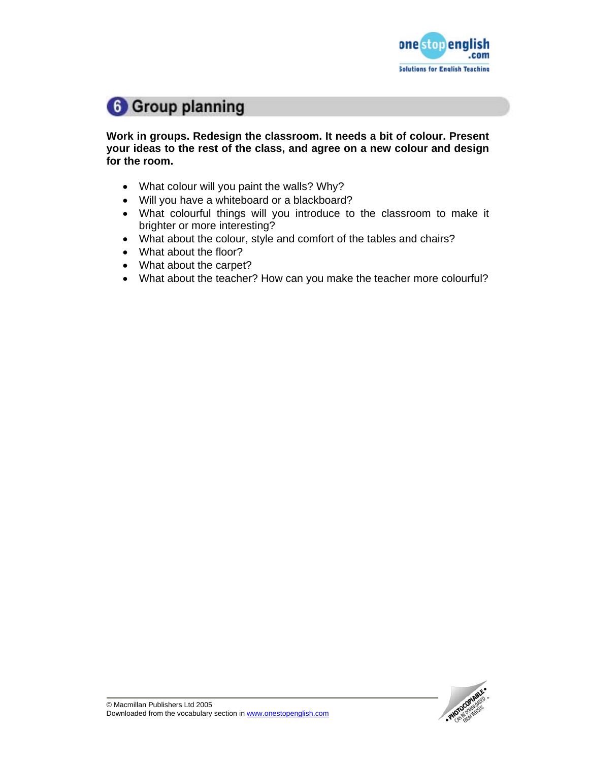## 6 Group planning

**Work in groups. Redesign the classroom. It needs a bit of colour. Present your ideas to the rest of the class, and agree on a new colour and design for the room.**

- What colour will you paint the walls? Why?
- Will you have a whiteboard or a blackboard?
- What colourful things will you introduce to the classroom to make it brighter or more interesting?
- What about the colour, style and comfort of the tables and chairs?
- What about the floor?
- What about the carpet?
- What about the teacher? How can you make the teacher more colourful?

© Macmillan Publishers Ltd 2005
Downloaded from the vocabulary section in www.onestopenglish.com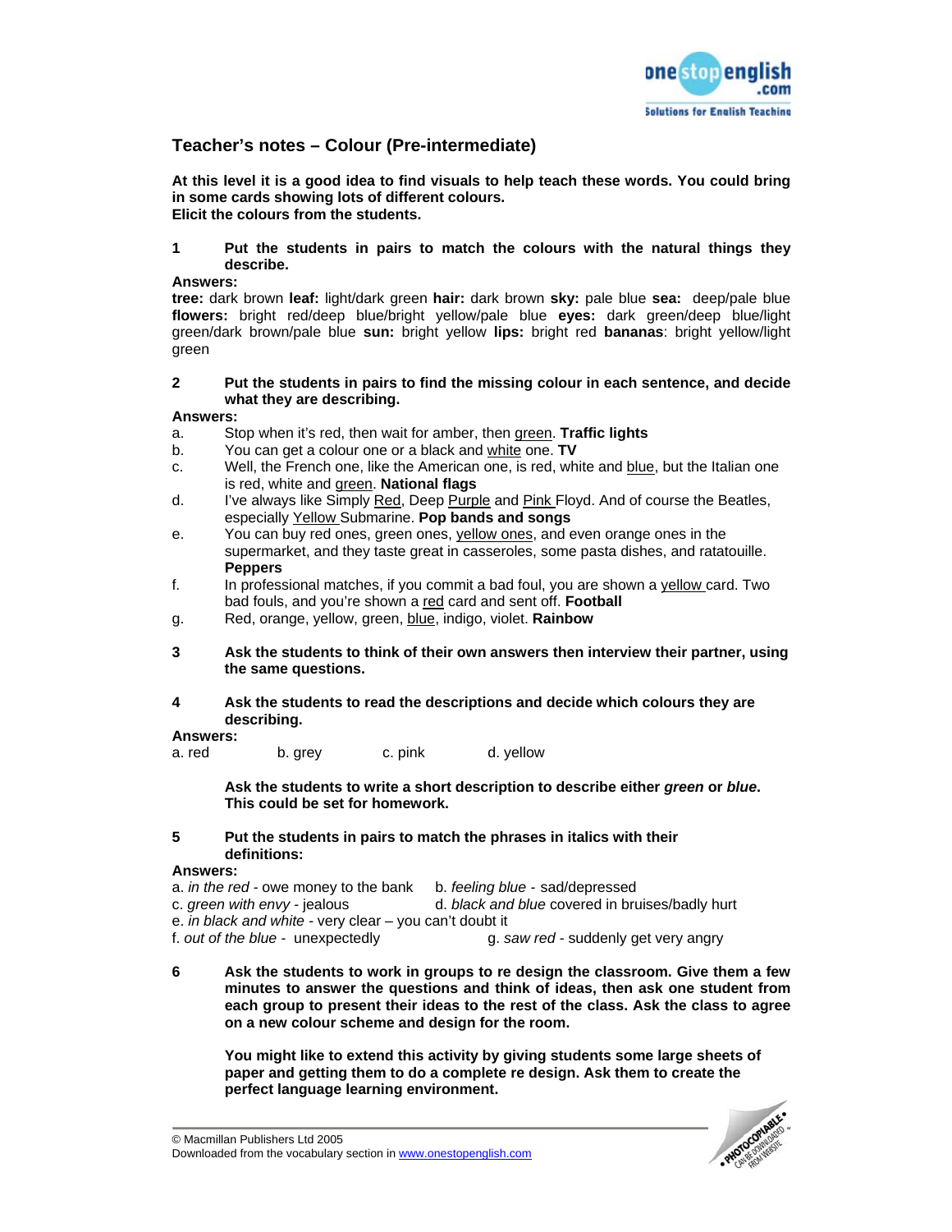## Teacher's notes – Colour (Pre-intermediate)

**At this level it is a good idea to find visuals to help teach these words. You could bring in some cards showing lots of different colours.**
**Elicit the colours from the students.**

**1 Put the students in pairs to match the colours with the natural things they describe.**

**Answers:**
**tree:** dark brown **leaf:** light/dark green **hair:** dark brown **sky:** pale blue **sea:** deep/pale blue **flowers:** bright red/deep blue/bright yellow/pale blue **eyes:** dark green/deep blue/light green/dark brown/pale blue **sun:** bright yellow **lips:** bright red **bananas**: bright yellow/light green

**2 Put the students in pairs to find the missing colour in each sentence, and decide what they are describing.**

**Answers:**

a. Stop when it's red, then wait for amber, then green. **Traffic lights**
b. You can get a colour one or a black and white one. **TV**
c. Well, the French one, like the American one, is red, white and blue, but the Italian one is red, white and green. **National flags**
d. I've always like Simply Red, Deep Purple and Pink Floyd. And of course the Beatles, especially Yellow Submarine. **Pop bands and songs**
e. You can buy red ones, green ones, yellow ones, and even orange ones in the supermarket, and they taste great in casseroles, some pasta dishes, and ratatouille. **Peppers**
f. In professional matches, if you commit a bad foul, you are shown a yellow card. Two bad fouls, and you're shown a red card and sent off. **Football**
g. Red, orange, yellow, green, blue, indigo, violet. **Rainbow**

**3 Ask the students to think of their own answers then interview their partner, using the same questions.**

**4 Ask the students to read the descriptions and decide which colours they are describing.**

**Answers:**
a. red  b. grey  c. pink  d. yellow

**Ask the students to write a short description to describe either *green* or *blue*. This could be set for homework.**

**5 Put the students in pairs to match the phrases in italics with their definitions:**

**Answers:**
a. *in the red* - owe money to the bank
b. *feeling blue* - sad/depressed
c. *green with envy* - jealous
d. *black and blue* covered in bruises/badly hurt
e. *in black and white* - very clear – you can't doubt it
f. *out of the blue* - unexpectedly
g. *saw red* - suddenly get very angry

**6 Ask the students to work in groups to re design the classroom. Give them a few minutes to answer the questions and think of ideas, then ask one student from each group to present their ideas to the rest of the class. Ask the class to agree on a new colour scheme and design for the room.**

**You might like to extend this activity by giving students some large sheets of paper and getting them to do a complete re design. Ask them to create the perfect language learning environment.**

© Macmillan Publishers Ltd 2005
Downloaded from the vocabulary section in www.onestopenglish.com